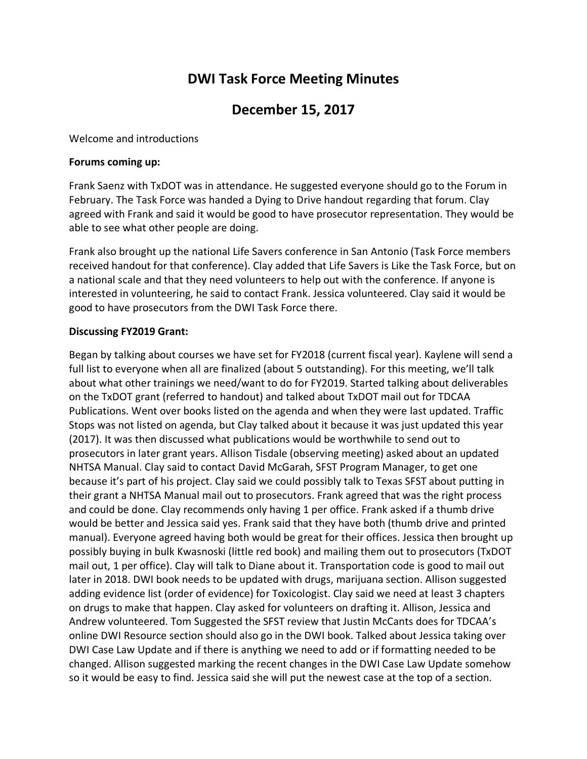# DWI Task Force Meeting Minutes

# December 15, 2017

Welcome and introductions

**Forums coming up:**

Frank Saenz with TxDOT was in attendance. He suggested everyone should go to the Forum in February. The Task Force was handed a Dying to Drive handout regarding that forum. Clay agreed with Frank and said it would be good to have prosecutor representation. They would be able to see what other people are doing.

Frank also brought up the national Life Savers conference in San Antonio (Task Force members received handout for that conference). Clay added that Life Savers is Like the Task Force, but on a national scale and that they need volunteers to help out with the conference. If anyone is interested in volunteering, he said to contact Frank. Jessica volunteered. Clay said it would be good to have prosecutors from the DWI Task Force there.

**Discussing FY2019 Grant:**

Began by talking about courses we have set for FY2018 (current fiscal year). Kaylene will send a full list to everyone when all are finalized (about 5 outstanding). For this meeting, we'll talk about what other trainings we need/want to do for FY2019. Started talking about deliverables on the TxDOT grant (referred to handout) and talked about TxDOT mail out for TDCAA Publications. Went over books listed on the agenda and when they were last updated. Traffic Stops was not listed on agenda, but Clay talked about it because it was just updated this year (2017). It was then discussed what publications would be worthwhile to send out to prosecutors in later grant years. Allison Tisdale (observing meeting) asked about an updated NHTSA Manual. Clay said to contact David McGarah, SFST Program Manager, to get one because it's part of his project. Clay said we could possibly talk to Texas SFST about putting in their grant a NHTSA Manual mail out to prosecutors. Frank agreed that was the right process and could be done. Clay recommends only having 1 per office. Frank asked if a thumb drive would be better and Jessica said yes. Frank said that they have both (thumb drive and printed manual). Everyone agreed having both would be great for their offices. Jessica then brought up possibly buying in bulk Kwasnoski (little red book) and mailing them out to prosecutors (TxDOT mail out, 1 per office). Clay will talk to Diane about it. Transportation code is good to mail out later in 2018. DWI book needs to be updated with drugs, marijuana section. Allison suggested adding evidence list (order of evidence) for Toxicologist. Clay said we need at least 3 chapters on drugs to make that happen. Clay asked for volunteers on drafting it. Allison, Jessica and Andrew volunteered. Tom Suggested the SFST review that Justin McCants does for TDCAA's online DWI Resource section should also go in the DWI book. Talked about Jessica taking over DWI Case Law Update and if there is anything we need to add or if formatting needed to be changed. Allison suggested marking the recent changes in the DWI Case Law Update somehow so it would be easy to find. Jessica said she will put the newest case at the top of a section.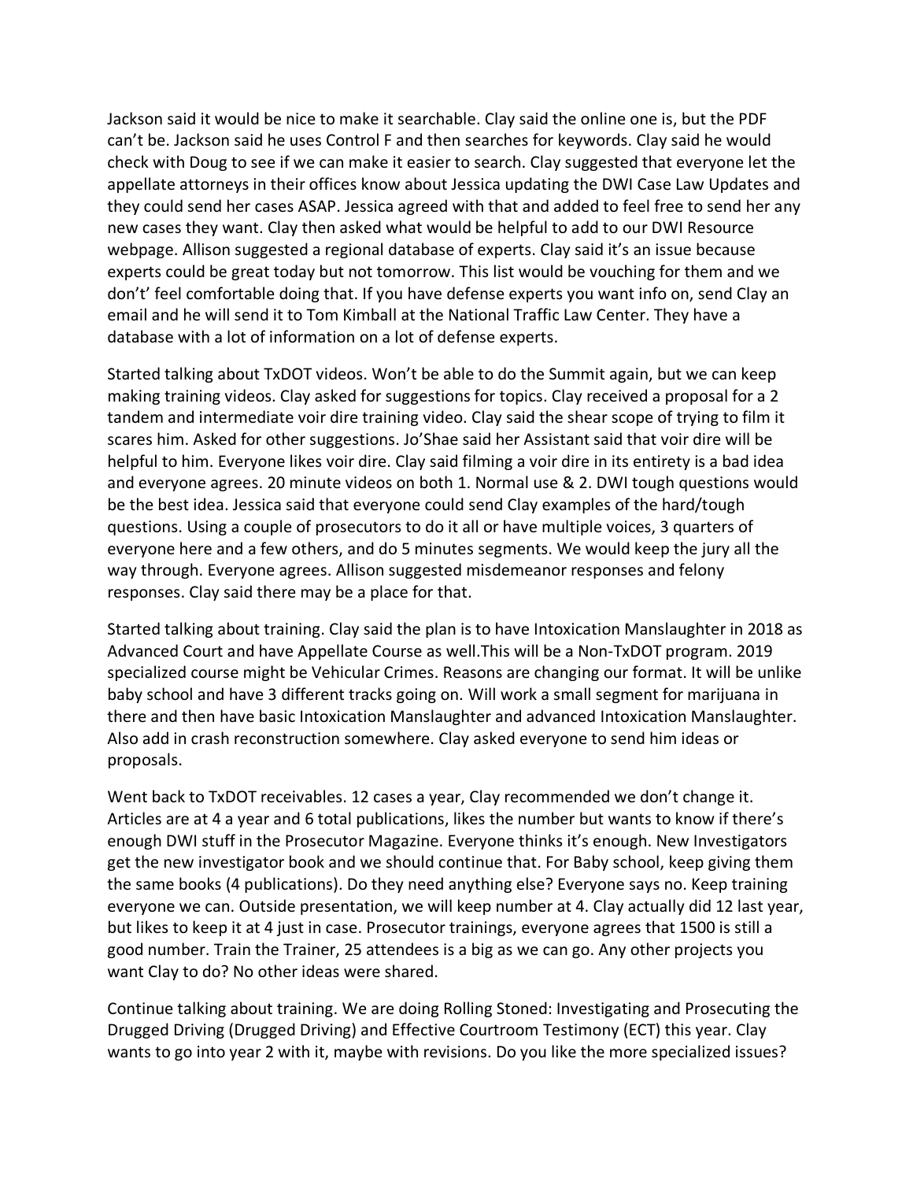Jackson said it would be nice to make it searchable. Clay said the online one is, but the PDF can't be. Jackson said he uses Control F and then searches for keywords. Clay said he would check with Doug to see if we can make it easier to search. Clay suggested that everyone let the appellate attorneys in their offices know about Jessica updating the DWI Case Law Updates and they could send her cases ASAP. Jessica agreed with that and added to feel free to send her any new cases they want. Clay then asked what would be helpful to add to our DWI Resource webpage. Allison suggested a regional database of experts. Clay said it's an issue because experts could be great today but not tomorrow. This list would be vouching for them and we don't' feel comfortable doing that. If you have defense experts you want info on, send Clay an email and he will send it to Tom Kimball at the National Traffic Law Center. They have a database with a lot of information on a lot of defense experts.

Started talking about TxDOT videos. Won't be able to do the Summit again, but we can keep making training videos. Clay asked for suggestions for topics. Clay received a proposal for a 2 tandem and intermediate voir dire training video. Clay said the shear scope of trying to film it scares him. Asked for other suggestions. Jo'Shae said her Assistant said that voir dire will be helpful to him. Everyone likes voir dire. Clay said filming a voir dire in its entirety is a bad idea and everyone agrees. 20 minute videos on both 1. Normal use & 2. DWI tough questions would be the best idea. Jessica said that everyone could send Clay examples of the hard/tough questions. Using a couple of prosecutors to do it all or have multiple voices, 3 quarters of everyone here and a few others, and do 5 minutes segments. We would keep the jury all the way through. Everyone agrees. Allison suggested misdemeanor responses and felony responses. Clay said there may be a place for that.

Started talking about training. Clay said the plan is to have Intoxication Manslaughter in 2018 as Advanced Court and have Appellate Course as well.This will be a Non-TxDOT program. 2019 specialized course might be Vehicular Crimes. Reasons are changing our format. It will be unlike baby school and have 3 different tracks going on. Will work a small segment for marijuana in there and then have basic Intoxication Manslaughter and advanced Intoxication Manslaughter. Also add in crash reconstruction somewhere. Clay asked everyone to send him ideas or proposals.

Went back to TxDOT receivables. 12 cases a year, Clay recommended we don't change it. Articles are at 4 a year and 6 total publications, likes the number but wants to know if there's enough DWI stuff in the Prosecutor Magazine. Everyone thinks it's enough. New Investigators get the new investigator book and we should continue that. For Baby school, keep giving them the same books (4 publications). Do they need anything else? Everyone says no. Keep training everyone we can. Outside presentation, we will keep number at 4. Clay actually did 12 last year, but likes to keep it at 4 just in case. Prosecutor trainings, everyone agrees that 1500 is still a good number. Train the Trainer, 25 attendees is a big as we can go. Any other projects you want Clay to do? No other ideas were shared.

Continue talking about training. We are doing Rolling Stoned: Investigating and Prosecuting the Drugged Driving (Drugged Driving) and Effective Courtroom Testimony (ECT) this year. Clay wants to go into year 2 with it, maybe with revisions. Do you like the more specialized issues?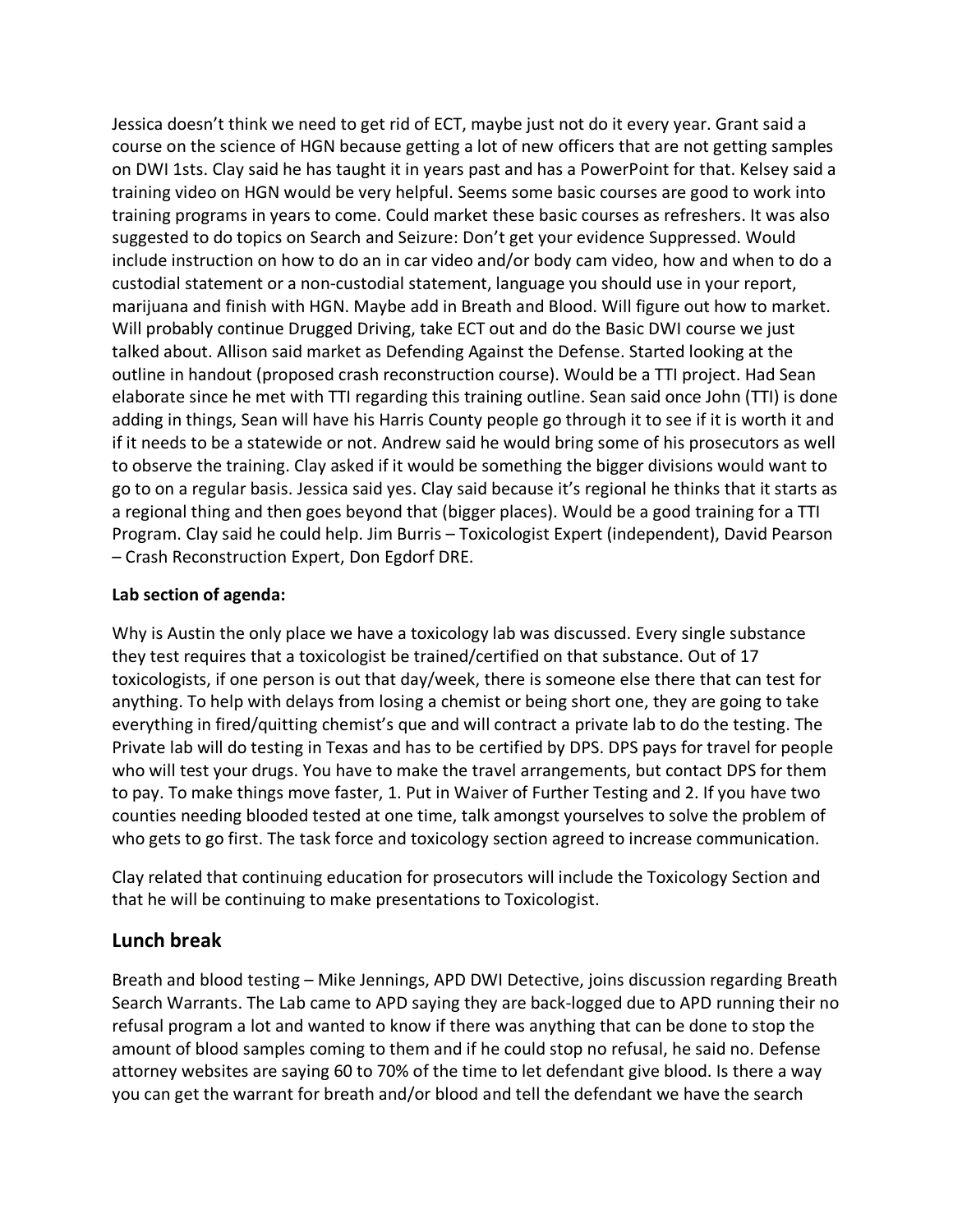Jessica doesn't think we need to get rid of ECT, maybe just not do it every year. Grant said a course on the science of HGN because getting a lot of new officers that are not getting samples on DWI 1sts. Clay said he has taught it in years past and has a PowerPoint for that. Kelsey said a training video on HGN would be very helpful. Seems some basic courses are good to work into training programs in years to come. Could market these basic courses as refreshers. It was also suggested to do topics on Search and Seizure: Don't get your evidence Suppressed. Would include instruction on how to do an in car video and/or body cam video, how and when to do a custodial statement or a non-custodial statement, language you should use in your report, marijuana and finish with HGN. Maybe add in Breath and Blood. Will figure out how to market. Will probably continue Drugged Driving, take ECT out and do the Basic DWI course we just talked about. Allison said market as Defending Against the Defense. Started looking at the outline in handout (proposed crash reconstruction course). Would be a TTI project. Had Sean elaborate since he met with TTI regarding this training outline. Sean said once John (TTI) is done adding in things, Sean will have his Harris County people go through it to see if it is worth it and if it needs to be a statewide or not. Andrew said he would bring some of his prosecutors as well to observe the training. Clay asked if it would be something the bigger divisions would want to go to on a regular basis. Jessica said yes. Clay said because it's regional he thinks that it starts as a regional thing and then goes beyond that (bigger places). Would be a good training for a TTI Program. Clay said he could help. Jim Burris – Toxicologist Expert (independent), David Pearson – Crash Reconstruction Expert, Don Egdorf DRE.

**Lab section of agenda:**

Why is Austin the only place we have a toxicology lab was discussed. Every single substance they test requires that a toxicologist be trained/certified on that substance. Out of 17 toxicologists, if one person is out that day/week, there is someone else there that can test for anything. To help with delays from losing a chemist or being short one, they are going to take everything in fired/quitting chemist's que and will contract a private lab to do the testing. The Private lab will do testing in Texas and has to be certified by DPS. DPS pays for travel for people who will test your drugs. You have to make the travel arrangements, but contact DPS for them to pay. To make things move faster, 1. Put in Waiver of Further Testing and 2. If you have two counties needing blooded tested at one time, talk amongst yourselves to solve the problem of who gets to go first. The task force and toxicology section agreed to increase communication.

Clay related that continuing education for prosecutors will include the Toxicology Section and that he will be continuing to make presentations to Toxicologist.

## Lunch break

Breath and blood testing – Mike Jennings, APD DWI Detective, joins discussion regarding Breath Search Warrants. The Lab came to APD saying they are back-logged due to APD running their no refusal program a lot and wanted to know if there was anything that can be done to stop the amount of blood samples coming to them and if he could stop no refusal, he said no. Defense attorney websites are saying 60 to 70% of the time to let defendant give blood. Is there a way you can get the warrant for breath and/or blood and tell the defendant we have the search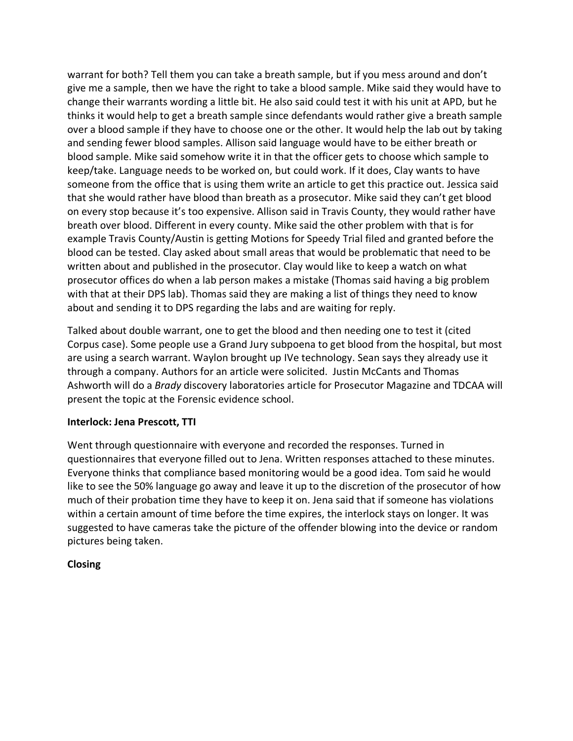warrant for both? Tell them you can take a breath sample, but if you mess around and don't give me a sample, then we have the right to take a blood sample. Mike said they would have to change their warrants wording a little bit. He also said could test it with his unit at APD, but he thinks it would help to get a breath sample since defendants would rather give a breath sample over a blood sample if they have to choose one or the other. It would help the lab out by taking and sending fewer blood samples. Allison said language would have to be either breath or blood sample. Mike said somehow write it in that the officer gets to choose which sample to keep/take. Language needs to be worked on, but could work. If it does, Clay wants to have someone from the office that is using them write an article to get this practice out. Jessica said that she would rather have blood than breath as a prosecutor. Mike said they can't get blood on every stop because it's too expensive. Allison said in Travis County, they would rather have breath over blood. Different in every county. Mike said the other problem with that is for example Travis County/Austin is getting Motions for Speedy Trial filed and granted before the blood can be tested. Clay asked about small areas that would be problematic that need to be written about and published in the prosecutor. Clay would like to keep a watch on what prosecutor offices do when a lab person makes a mistake (Thomas said having a big problem with that at their DPS lab). Thomas said they are making a list of things they need to know about and sending it to DPS regarding the labs and are waiting for reply.

Talked about double warrant, one to get the blood and then needing one to test it (cited Corpus case). Some people use a Grand Jury subpoena to get blood from the hospital, but most are using a search warrant. Waylon brought up IVe technology. Sean says they already use it through a company. Authors for an article were solicited. Justin McCants and Thomas Ashworth will do a *Brady* discovery laboratories article for Prosecutor Magazine and TDCAA will present the topic at the Forensic evidence school.

**Interlock: Jena Prescott, TTI**

Went through questionnaire with everyone and recorded the responses. Turned in questionnaires that everyone filled out to Jena. Written responses attached to these minutes. Everyone thinks that compliance based monitoring would be a good idea. Tom said he would like to see the 50% language go away and leave it up to the discretion of the prosecutor of how much of their probation time they have to keep it on. Jena said that if someone has violations within a certain amount of time before the time expires, the interlock stays on longer. It was suggested to have cameras take the picture of the offender blowing into the device or random pictures being taken.

**Closing**